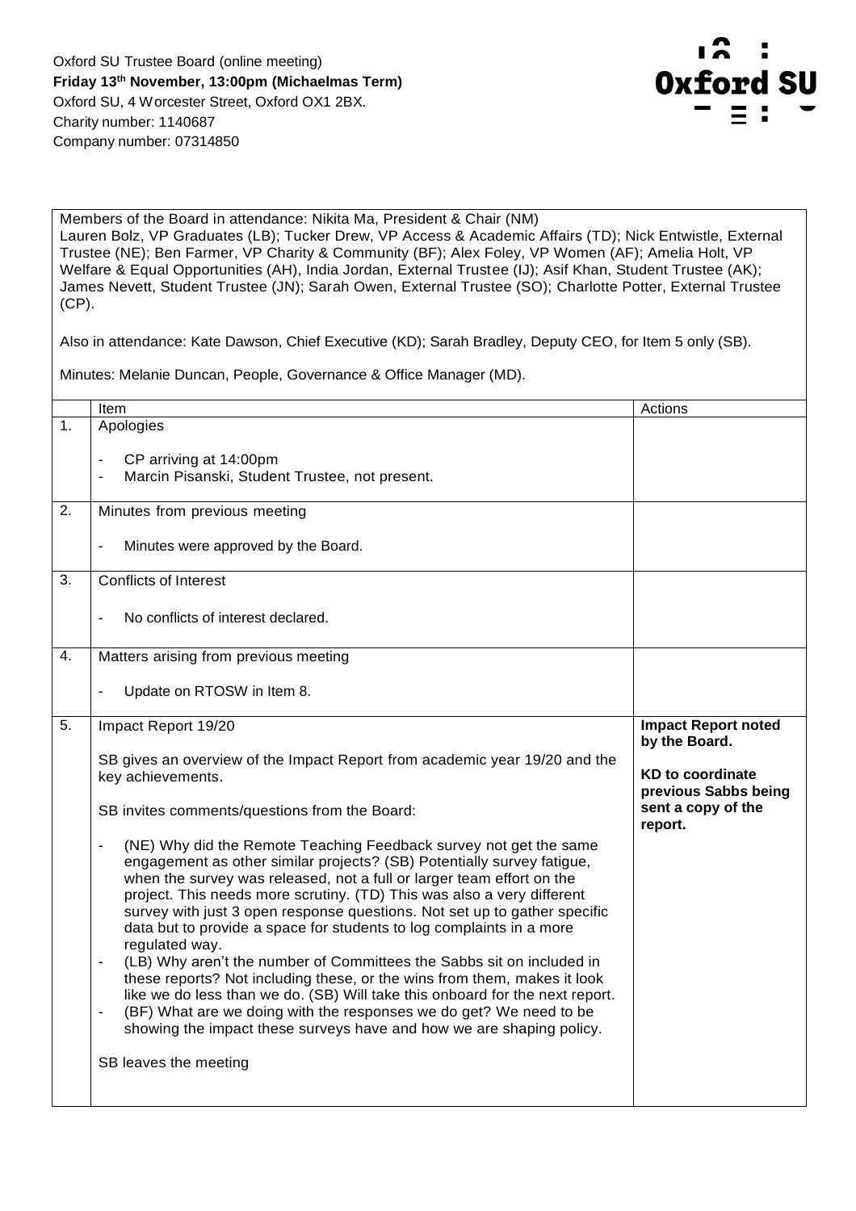Oxford SU Trustee Board (online meeting)
**Friday 13th November, 13:00pm (Michaelmas Term)**
Oxford SU, 4 Worcester Street, Oxford OX1 2BX.
Charity number: 1140687
Company number: 07314850

Members of the Board in attendance: Nikita Ma, President & Chair (NM)
Lauren Bolz, VP Graduates (LB); Tucker Drew, VP Access & Academic Affairs (TD); Nick Entwistle, External Trustee (NE); Ben Farmer, VP Charity & Community (BF); Alex Foley, VP Women (AF); Amelia Holt, VP Welfare & Equal Opportunities (AH), India Jordan, External Trustee (IJ); Asif Khan, Student Trustee (AK); James Nevett, Student Trustee (JN); Sarah Owen, External Trustee (SO); Charlotte Potter, External Trustee (CP).

Also in attendance: Kate Dawson, Chief Executive (KD); Sarah Bradley, Deputy CEO, for Item 5 only (SB).

Minutes: Melanie Duncan, People, Governance & Office Manager (MD).

| | Item | Actions |
|---|---|---|
| 1. | Apologies<br><br>- CP arriving at 14:00pm<br>- Marcin Pisanski, Student Trustee, not present. | |
| 2. | Minutes from previous meeting<br><br>- Minutes were approved by the Board. | |
| 3. | Conflicts of Interest<br><br>- No conflicts of interest declared. | |
| 4. | Matters arising from previous meeting<br><br>- Update on RTOSW in Item 8. | |
| 5. | Impact Report 19/20<br><br>SB gives an overview of the Impact Report from academic year 19/20 and the key achievements.<br><br>SB invites comments/questions from the Board:<br><br>- (NE) Why did the Remote Teaching Feedback survey not get the same engagement as other similar projects? (SB) Potentially survey fatigue, when the survey was released, not a full or larger team effort on the project. This needs more scrutiny. (TD) This was also a very different survey with just 3 open response questions. Not set up to gather specific data but to provide a space for students to log complaints in a more regulated way.<br>- (LB) Why aren't the number of Committees the Sabbs sit on included in these reports? Not including these, or the wins from them, makes it look like we do less than we do. (SB) Will take this onboard for the next report.<br>- (BF) What are we doing with the responses we do get? We need to be showing the impact these surveys have and how we are shaping policy.<br><br>SB leaves the meeting | **Impact Report noted by the Board.**<br><br>**KD to coordinate previous Sabbs being sent a copy of the report.** |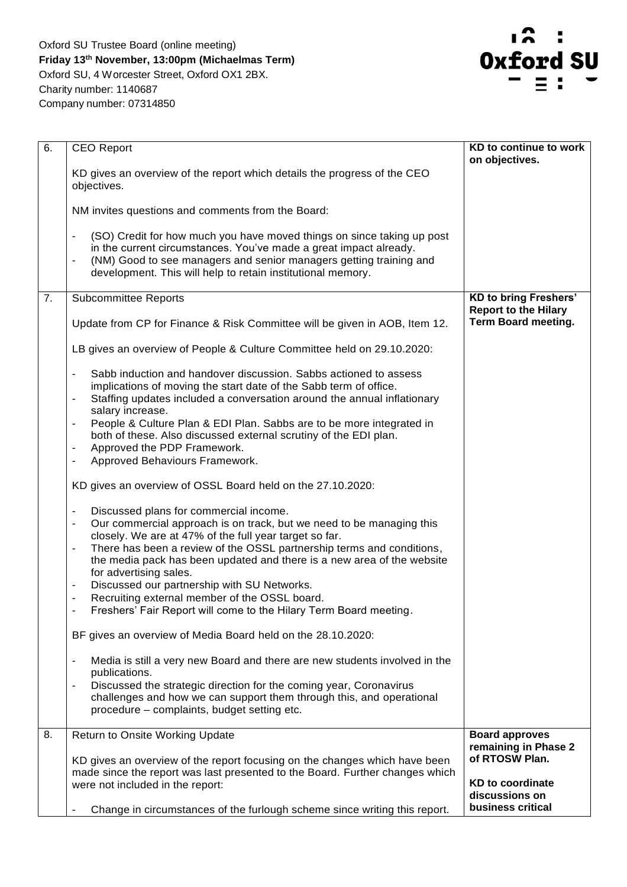Oxford SU Trustee Board (online meeting)
**Friday 13th November, 13:00pm (Michaelmas Term)**
Oxford SU, 4 Worcester Street, Oxford OX1 2BX.
Charity number: 1140687
Company number: 07314850

| | | |
|---|---|---|
| 6. | CEO Report<br><br>KD gives an overview of the report which details the progress of the CEO objectives.<br><br>NM invites questions and comments from the Board:<br><br>- (SO) Credit for how much you have moved things on since taking up post in the current circumstances. You've made a great impact already.<br>- (NM) Good to see managers and senior managers getting training and development. This will help to retain institutional memory. | **KD to continue to work on objectives.** |
| 7. | Subcommittee Reports<br><br>Update from CP for Finance & Risk Committee will be given in AOB, Item 12.<br><br>LB gives an overview of People & Culture Committee held on 29.10.2020:<br><br>- Sabb induction and handover discussion. Sabbs actioned to assess implications of moving the start date of the Sabb term of office.<br>- Staffing updates included a conversation around the annual inflationary salary increase.<br>- People & Culture Plan & EDI Plan. Sabbs are to be more integrated in both of these. Also discussed external scrutiny of the EDI plan.<br>- Approved the PDP Framework.<br>- Approved Behaviours Framework.<br><br>KD gives an overview of OSSL Board held on the 27.10.2020:<br><br>- Discussed plans for commercial income.<br>- Our commercial approach is on track, but we need to be managing this closely. We are at 47% of the full year target so far.<br>- There has been a review of the OSSL partnership terms and conditions, the media pack has been updated and there is a new area of the website for advertising sales.<br>- Discussed our partnership with SU Networks.<br>- Recruiting external member of the OSSL board.<br>- Freshers' Fair Report will come to the Hilary Term Board meeting.<br><br>BF gives an overview of Media Board held on the 28.10.2020:<br><br>- Media is still a very new Board and there are new students involved in the publications.<br>- Discussed the strategic direction for the coming year, Coronavirus challenges and how we can support them through this, and operational procedure – complaints, budget setting etc. | **KD to bring Freshers' Report to the Hilary Term Board meeting.** |
| 8. | Return to Onsite Working Update<br><br>KD gives an overview of the report focusing on the changes which have been made since the report was last presented to the Board. Further changes which were not included in the report:<br><br>- Change in circumstances of the furlough scheme since writing this report. | **Board approves remaining in Phase 2 of RTOSW Plan.**<br><br>**KD to coordinate discussions on business critical** |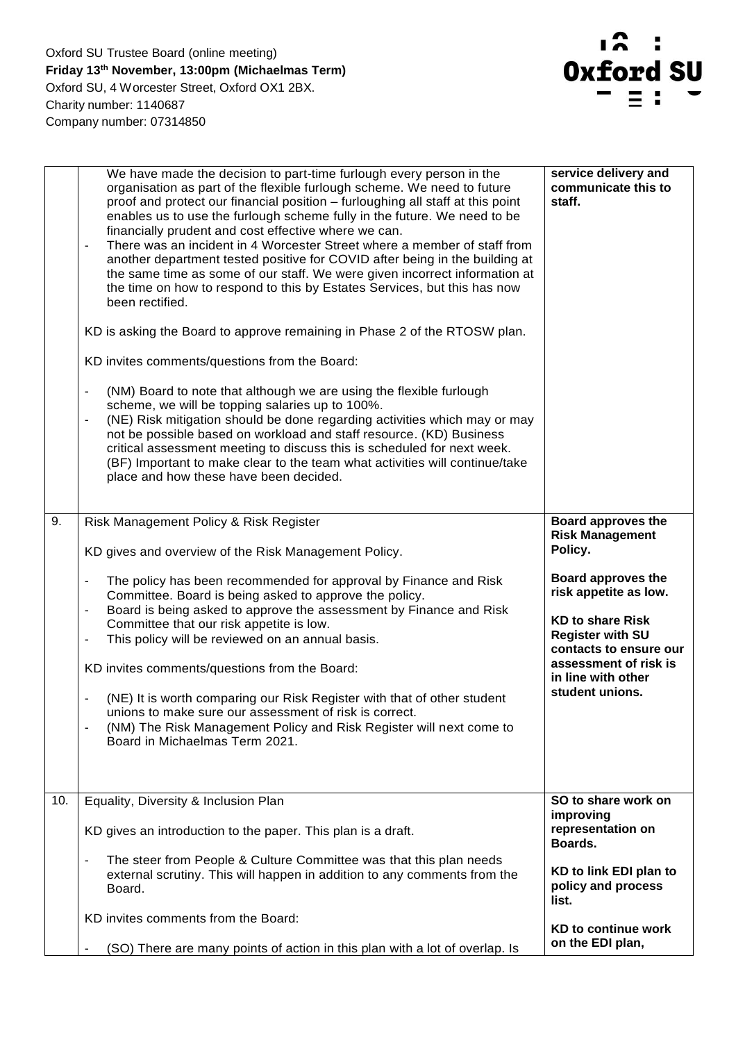Oxford SU Trustee Board (online meeting)
**Friday 13th November, 13:00pm (Michaelmas Term)**
Oxford SU, 4 Worcester Street, Oxford OX1 2BX.
Charity number: 1140687
Company number: 07314850

| | | |
|---|---|---|
| | We have made the decision to part-time furlough every person in the organisation as part of the flexible furlough scheme. We need to future proof and protect our financial position – furloughing all staff at this point enables us to use the furlough scheme fully in the future. We need to be financially prudent and cost effective where we can.<br>- There was an incident in 4 Worcester Street where a member of staff from another department tested positive for COVID after being in the building at the same time as some of our staff. We were given incorrect information at the time on how to respond to this by Estates Services, but this has now been rectified.<br><br>KD is asking the Board to approve remaining in Phase 2 of the RTOSW plan.<br><br>KD invites comments/questions from the Board:<br><br>- (NM) Board to note that although we are using the flexible furlough scheme, we will be topping salaries up to 100%.<br>- (NE) Risk mitigation should be done regarding activities which may or may not be possible based on workload and staff resource. (KD) Business critical assessment meeting to discuss this is scheduled for next week. (BF) Important to make clear to the team what activities will continue/take place and how these have been decided. | **service delivery and communicate this to staff.** |
| 9. | Risk Management Policy & Risk Register<br><br>KD gives and overview of the Risk Management Policy.<br><br>- The policy has been recommended for approval by Finance and Risk Committee. Board is being asked to approve the policy.<br>- Board is being asked to approve the assessment by Finance and Risk Committee that our risk appetite is low.<br>- This policy will be reviewed on an annual basis.<br><br>KD invites comments/questions from the Board:<br><br>- (NE) It is worth comparing our Risk Register with that of other student unions to make sure our assessment of risk is correct.<br>- (NM) The Risk Management Policy and Risk Register will next come to Board in Michaelmas Term 2021. | **Board approves the Risk Management Policy.**<br><br>**Board approves the risk appetite as low.**<br><br>**KD to share Risk Register with SU contacts to ensure our assessment of risk is in line with other student unions.** |
| 10. | Equality, Diversity & Inclusion Plan<br><br>KD gives an introduction to the paper. This plan is a draft.<br><br>- The steer from People & Culture Committee was that this plan needs external scrutiny. This will happen in addition to any comments from the Board.<br><br>KD invites comments from the Board:<br><br>- (SO) There are many points of action in this plan with a lot of overlap. Is | **SO to share work on improving representation on Boards.**<br><br>**KD to link EDI plan to policy and process list.**<br><br>**KD to continue work on the EDI plan,** |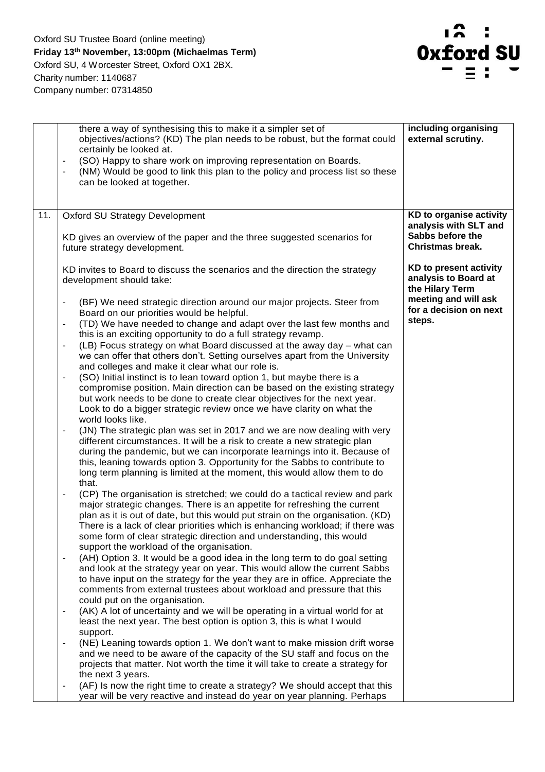Oxford SU Trustee Board (online meeting)
**Friday 13th November, 13:00pm (Michaelmas Term)**
Oxford SU, 4 Worcester Street, Oxford OX1 2BX.
Charity number: 1140687
Company number: 07314850

| | | |
|---|---|---|
| | there a way of synthesising this to make it a simpler set of objectives/actions? (KD) The plan needs to be robust, but the format could certainly be looked at.<br>- (SO) Happy to share work on improving representation on Boards.<br>- (NM) Would be good to link this plan to the policy and process list so these can be looked at together. | **including organising external scrutiny.** |
| 11. | Oxford SU Strategy Development<br><br>KD gives an overview of the paper and the three suggested scenarios for future strategy development.<br><br>KD invites to Board to discuss the scenarios and the direction the strategy development should take:<br><br>- (BF) We need strategic direction around our major projects. Steer from Board on our priorities would be helpful.<br>- (TD) We have needed to change and adapt over the last few months and this is an exciting opportunity to do a full strategy revamp.<br>- (LB) Focus strategy on what Board discussed at the away day – what can we can offer that others don't. Setting ourselves apart from the University and colleges and make it clear what our role is.<br>- (SO) Initial instinct is to lean toward option 1, but maybe there is a compromise position. Main direction can be based on the existing strategy but work needs to be done to create clear objectives for the next year. Look to do a bigger strategic review once we have clarity on what the world looks like.<br>- (JN) The strategic plan was set in 2017 and we are now dealing with very different circumstances. It will be a risk to create a new strategic plan during the pandemic, but we can incorporate learnings into it. Because of this, leaning towards option 3. Opportunity for the Sabbs to contribute to long term planning is limited at the moment, this would allow them to do that.<br>- (CP) The organisation is stretched; we could do a tactical review and park major strategic changes. There is an appetite for refreshing the current plan as it is out of date, but this would put strain on the organisation. (KD) There is a lack of clear priorities which is enhancing workload; if there was some form of clear strategic direction and understanding, this would support the workload of the organisation.<br>- (AH) Option 3. It would be a good idea in the long term to do goal setting and look at the strategy year on year. This would allow the current Sabbs to have input on the strategy for the year they are in office. Appreciate the comments from external trustees about workload and pressure that this could put on the organisation.<br>- (AK) A lot of uncertainty and we will be operating in a virtual world for at least the next year. The best option is option 3, this is what I would support.<br>- (NE) Leaning towards option 1. We don't want to make mission drift worse and we need to be aware of the capacity of the SU staff and focus on the projects that matter. Not worth the time it will take to create a strategy for the next 3 years.<br>- (AF) Is now the right time to create a strategy? We should accept that this year will be very reactive and instead do year on year planning. Perhaps | **KD to organise activity analysis with SLT and Sabbs before the Christmas break.**<br><br>**KD to present activity analysis to Board at the Hilary Term meeting and will ask for a decision on next steps.** |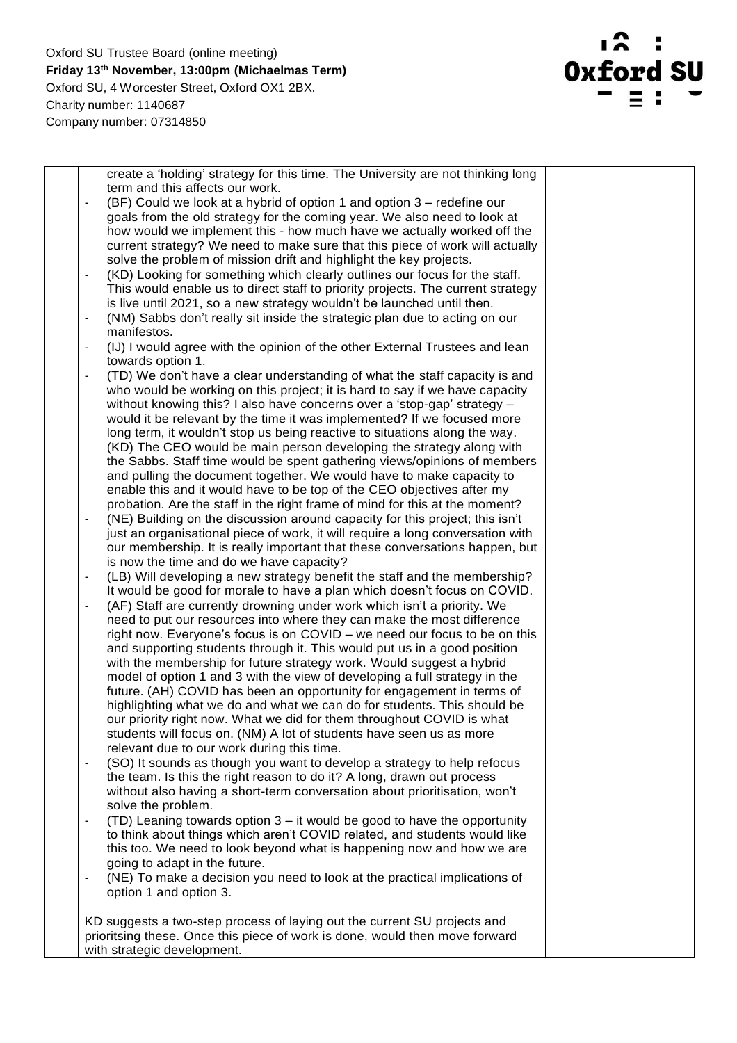Oxford SU Trustee Board (online meeting)
**Friday 13th November, 13:00pm (Michaelmas Term)**
Oxford SU, 4 Worcester Street, Oxford OX1 2BX.
Charity number: 1140687
Company number: 07314850

create a 'holding' strategy for this time. The University are not thinking long term and this affects our work.

- (BF) Could we look at a hybrid of option 1 and option 3 – redefine our goals from the old strategy for the coming year. We also need to look at how would we implement this - how much have we actually worked off the current strategy? We need to make sure that this piece of work will actually solve the problem of mission drift and highlight the key projects.
- (KD) Looking for something which clearly outlines our focus for the staff. This would enable us to direct staff to priority projects. The current strategy is live until 2021, so a new strategy wouldn't be launched until then.
- (NM) Sabbs don't really sit inside the strategic plan due to acting on our manifestos.
- (IJ) I would agree with the opinion of the other External Trustees and lean towards option 1.
- (TD) We don't have a clear understanding of what the staff capacity is and who would be working on this project; it is hard to say if we have capacity without knowing this? I also have concerns over a 'stop-gap' strategy – would it be relevant by the time it was implemented? If we focused more long term, it wouldn't stop us being reactive to situations along the way. (KD) The CEO would be main person developing the strategy along with the Sabbs. Staff time would be spent gathering views/opinions of members and pulling the document together. We would have to make capacity to enable this and it would have to be top of the CEO objectives after my probation. Are the staff in the right frame of mind for this at the moment?
- (NE) Building on the discussion around capacity for this project; this isn't just an organisational piece of work, it will require a long conversation with our membership. It is really important that these conversations happen, but is now the time and do we have capacity?
- (LB) Will developing a new strategy benefit the staff and the membership? It would be good for morale to have a plan which doesn't focus on COVID.
- (AF) Staff are currently drowning under work which isn't a priority. We need to put our resources into where they can make the most difference right now. Everyone's focus is on COVID – we need our focus to be on this and supporting students through it. This would put us in a good position with the membership for future strategy work. Would suggest a hybrid model of option 1 and 3 with the view of developing a full strategy in the future. (AH) COVID has been an opportunity for engagement in terms of highlighting what we do and what we can do for students. This should be our priority right now. What we did for them throughout COVID is what students will focus on. (NM) A lot of students have seen us as more relevant due to our work during this time.
- (SO) It sounds as though you want to develop a strategy to help refocus the team. Is this the right reason to do it? A long, drawn out process without also having a short-term conversation about prioritisation, won't solve the problem.
- (TD) Leaning towards option 3 – it would be good to have the opportunity to think about things which aren't COVID related, and students would like this too. We need to look beyond what is happening now and how we are going to adapt in the future.
- (NE) To make a decision you need to look at the practical implications of option 1 and option 3.

KD suggests a two-step process of laying out the current SU projects and prioritsing these. Once this piece of work is done, would then move forward with strategic development.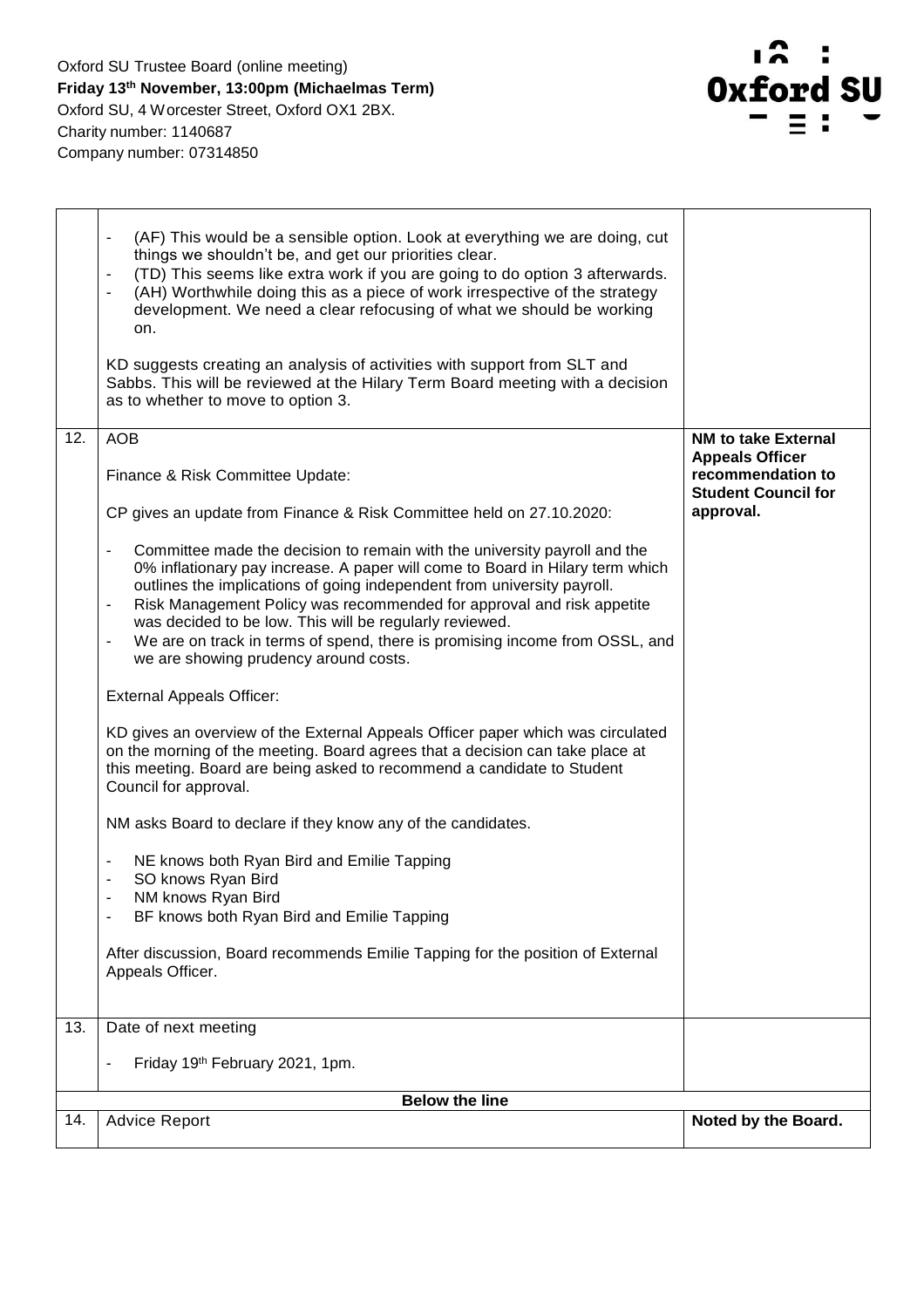| | | |
|---|---|---|
| | - (AF) This would be a sensible option. Look at everything we are doing, cut things we shouldn't be, and get our priorities clear.<br>- (TD) This seems like extra work if you are going to do option 3 afterwards.<br>- (AH) Worthwhile doing this as a piece of work irrespective of the strategy development. We need a clear refocusing of what we should be working on.<br><br>KD suggests creating an analysis of activities with support from SLT and Sabbs. This will be reviewed at the Hilary Term Board meeting with a decision as to whether to move to option 3. | |
| 12. | AOB<br><br>Finance & Risk Committee Update:<br><br>CP gives an update from Finance & Risk Committee held on 27.10.2020:<br><br>- Committee made the decision to remain with the university payroll and the 0% inflationary pay increase. A paper will come to Board in Hilary term which outlines the implications of going independent from university payroll.<br>- Risk Management Policy was recommended for approval and risk appetite was decided to be low. This will be regularly reviewed.<br>- We are on track in terms of spend, there is promising income from OSSL, and we are showing prudency around costs.<br><br>External Appeals Officer:<br><br>KD gives an overview of the External Appeals Officer paper which was circulated on the morning of the meeting. Board agrees that a decision can take place at this meeting. Board are being asked to recommend a candidate to Student Council for approval.<br><br>NM asks Board to declare if they know any of the candidates.<br><br>- NE knows both Ryan Bird and Emilie Tapping<br>- SO knows Ryan Bird<br>- NM knows Ryan Bird<br>- BF knows both Ryan Bird and Emilie Tapping<br><br>After discussion, Board recommends Emilie Tapping for the position of External Appeals Officer. | **NM to take External Appeals Officer recommendation to Student Council for approval.** |
| 13. | Date of next meeting<br><br>- Friday 19th February 2021, 1pm. | |
| | **Below the line** | |
| 14. | Advice Report | **Noted by the Board.** |